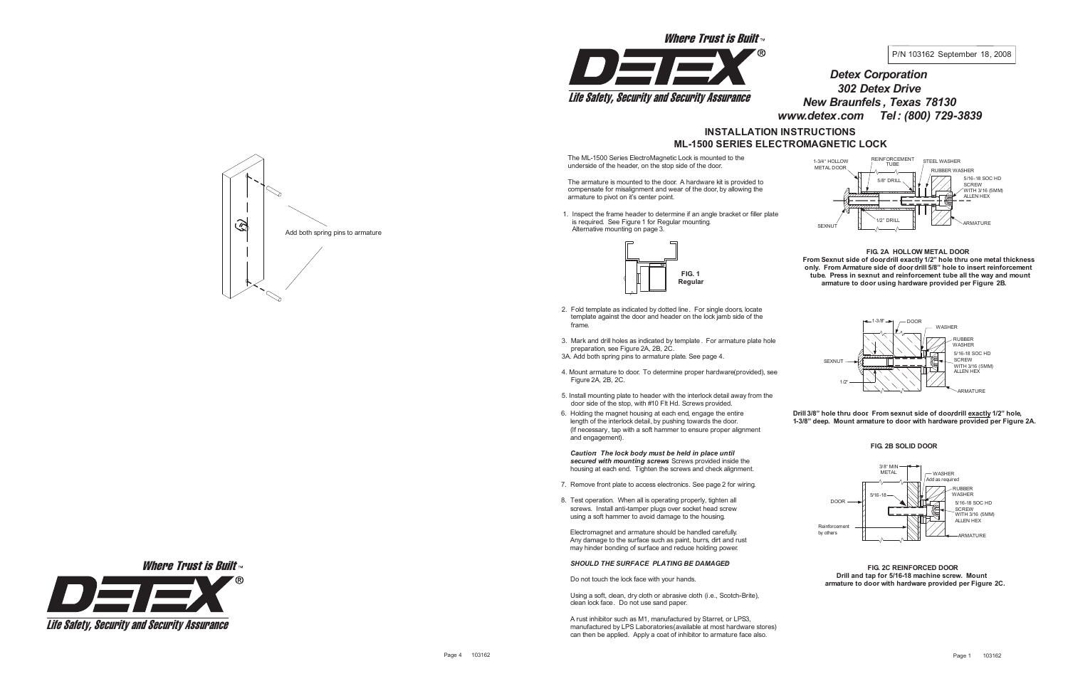Add both spring pins to armature

Where Trust is Built™

DETEX®

Life Safety, Security and Security Assurance

Where Trust is Built™

DETEX®

Life Safety, Security and Security Assurance

P/N 103162 September 18, 2008

***Detex Corporation***
***302 Detex Drive***
***New Braunfels, Texas 78130***
***www.detex.com Tel: (800) 729-3839***

## INSTALLATION INSTRUCTIONS
## ML-1500 SERIES ELECTROMAGNETIC LOCK

The ML-1500 Series ElectroMagnetic Lock is mounted to the underside of the header, on the stop side of the door.

The armature is mounted to the door. A hardware kit is provided to compensate for misalignment and wear of the door, by allowing the armature to pivot on it's center point.

1. Inspect the frame header to determine if an angle bracket or filler plate is required. See Figure 1 for Regular mounting. Alternative mounting on page 3.

**FIG. 1**
**Regular**

2. Fold template as indicated by dotted line. For single doors, locate template against the door and header on the lock jamb side of the frame.

3. Mark and drill holes as indicated by template. For armature plate hole preparation, see Figure 2A, 2B, 2C.

3A. Add both spring pins to armature plate. See page 4.

4. Mount armature to door. To determine proper hardware(provided), see Figure 2A, 2B, 2C.

5. Install mounting plate to header with the interlock detail away from the door side of the stop, with #10 Flt Hd. Screws provided.

6. Holding the magnet housing at each end, engage the entire length of the interlock detail, by pushing towards the door. (If necessary, tap with a soft hammer to ensure proper alignment and engagement).

   ***Caution: The lock body must be held in place until secured with mounting screws*** Screws provided inside the housing at each end. Tighten the screws and check alignment.

7. Remove front plate to access electronics. See page 2 for wiring.

8. Test operation. When all is operating properly, tighten all screws. Install anti-tamper plugs over socket head screw using a soft hammer to avoid damage to the housing.

   Electromagnet and armature should be handled carefully. Any damage to the surface such as paint, burrs, dirt and rust may hinder bonding of surface and reduce holding power.

   ***SHOULD THE SURFACE PLATING BE DAMAGED***

   Do not touch the lock face with your hands.

   Using a soft, clean, dry cloth or abrasive cloth (i.e., Scotch-Brite), clean lock face. Do not use sand paper.

   A rust inhibitor such as M1, manufactured by Starret, or LPS3, manufactured by LPS Laboratories(available at most hardware stores) can then be applied. Apply a coat of inhibitor to armature face also.

1-3/4" HOLLOW METAL DOOR — REINFORCEMENT TUBE — STEEL WASHER — RUBBER WASHER — 5/8" DRILL — 5/16-18 SOC HD SCREW WITH 3/16 (5MM) ALLEN HEX — 1/2" DRILL — SEXNUT — ARMATURE

**FIG. 2A HOLLOW METAL DOOR**
**From Sexnut side of door drill exactly 1/2" hole thru one metal thickness only. From Armature side of door drill 5/8" hole to insert reinforcement tube. Press in sexnut and reinforcement tube all the way and mount armature to door using hardware provided per Figure 2B.**

1-3/8" — DOOR — WASHER — RUBBER WASHER — 5/16-18 SOC HD SCREW WITH 3/16 (5MM) ALLEN HEX — SEXNUT — 1/2" — ARMATURE

**Drill 3/8" hole thru door. From sexnut side of door, drill exactly 1/2" hole, 1-3/8" deep. Mount armature to door with hardware provided per Figure 2A.**

**FIG. 2B SOLID DOOR**

3/8" MIN METAL — WASHER Add as required — RUBBER WASHER — 5/16-18 — DOOR — 5/16-18 SOC HD SCREW WITH 3/16 (5MM) ALLEN HEX — Reinforcement by others — ARMATURE

**FIG. 2C REINFORCED DOOR**
**Drill and tap for 5/16-18 machine screw. Mount armature to door with hardware provided per Figure 2C.**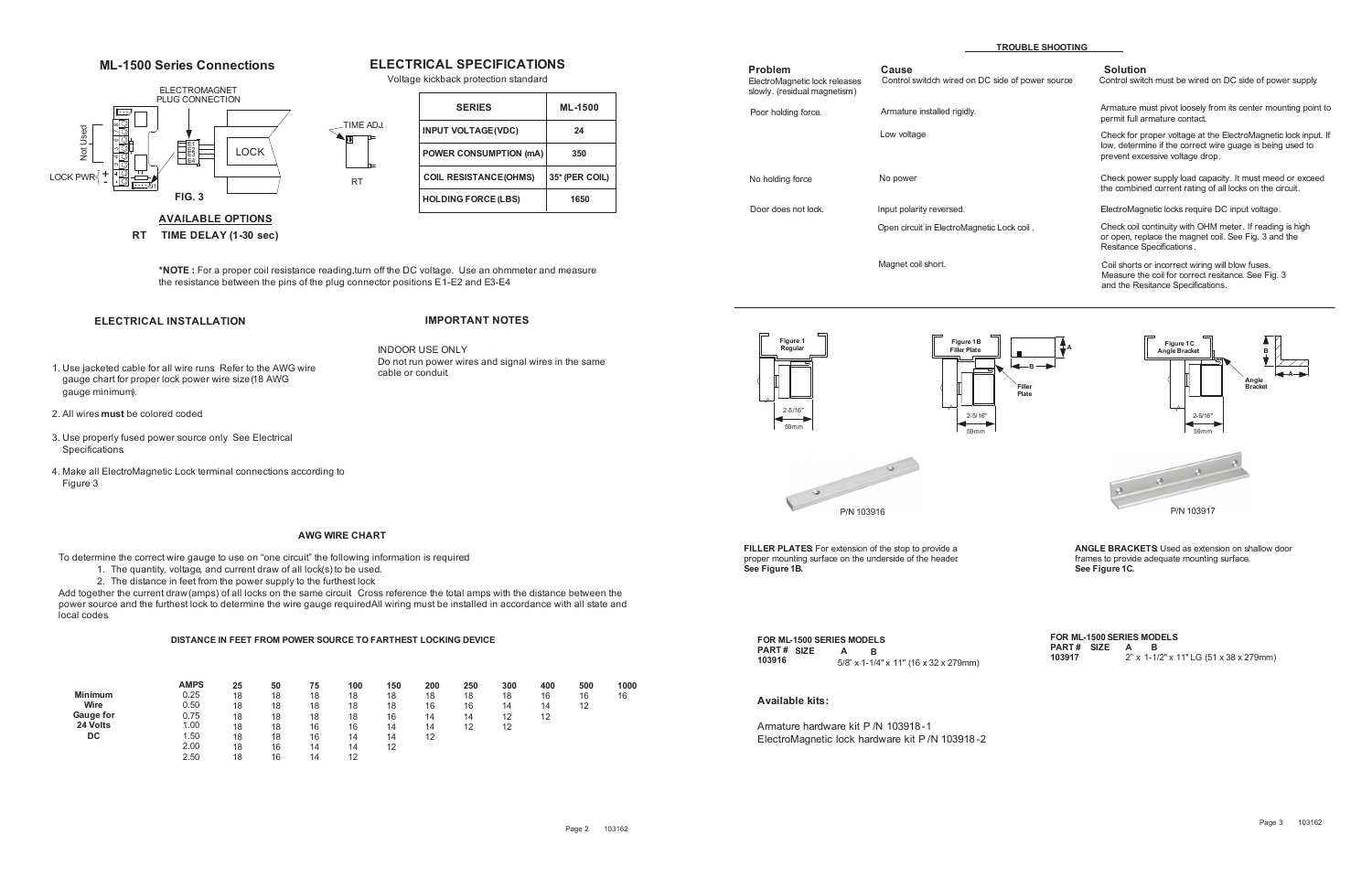## ML-1500 Series Connections

ELECTROMAGNET PLUG CONNECTION

Not Used

LOCK PWR + -

E1 E2 E3 E4

LOCK

TIME ADJ.

RT

**FIG. 3**

**AVAILABLE OPTIONS**

**RT TIME DELAY (1-30 sec)**

## ELECTRICAL SPECIFICATIONS

Voltage kickback protection standard

| SERIES | ML-1500 |
|---|---|
| INPUT VOLTAGE(VDC) | 24 |
| POWER CONSUMPTION (mA) | 350 |
| COIL RESISTANCE(OHMS) | 35* (PER COIL) |
| HOLDING FORCE (LBS) | 1650 |

***NOTE :** For a proper coil resistance reading,turn off the DC voltage. Use an ohmmeter and measure the resistance between the pins of the plug connector positions E1-E2 and E3-E4

### ELECTRICAL INSTALLATION

1. Use jacketed cable for all wire runs Refer to the AWG wire gauge chart for proper lock power wire size (18 AWG gauge minimum).
2. All wires **must** be colored coded
3. Use properly fused power source only See Electrical Specifications.
4. Make all ElectroMagnetic Lock terminal connections according to Figure 3

### IMPORTANT NOTES

INDOOR USE ONLY

Do not run power wires and signal wires in the same cable or conduit

### AWG WIRE CHART

To determine the correct wire gauge to use on "one circuit" the following information is required

1. The quantity, voltage, and current draw of all lock(s) to be used.
2. The distance in feet from the power supply to the furthest lock

Add together the current draw (amps) of all locks on the same circuit Cross reference the total amps with the distance between the power source and the furthest lock to determine the wire gauge required All wiring must be installed in accordance with all state and local codes.

**DISTANCE IN FEET FROM POWER SOURCE TO FARTHEST LOCKING DEVICE**

| | AMPS | 25 | 50 | 75 | 100 | 150 | 200 | 250 | 300 | 400 | 500 | 1000 |
|---|---|---|---|---|---|---|---|---|---|---|---|---|
| Minimum | 0.25 | 18 | 18 | 18 | 18 | 18 | 18 | 18 | 18 | 16 | 16 | 16 |
| Wire | 0.50 | 18 | 18 | 18 | 18 | 18 | 16 | 16 | 14 | 14 | 12 | |
| Gauge for | 0.75 | 18 | 18 | 18 | 18 | 16 | 14 | 14 | 12 | 12 | | |
| 24 Volts | 1.00 | 18 | 18 | 16 | 16 | 14 | 14 | 12 | 12 | | | |
| DC | 1.50 | 18 | 18 | 16 | 14 | 14 | 12 | | | | | |
| | 2.00 | 18 | 16 | 14 | 14 | 12 | | | | | | |
| | 2.50 | 18 | 16 | 14 | 12 | | | | | | | |

### TROUBLE SHOOTING

| Problem | Cause | Solution |
|---|---|---|
| ElectroMagnetic lock releases slowly. (residual magnetism) | Control switdch wired on DC side of power source | Control switch must be wired on DC side of power supply |
| Poor holding force. | Armature installed rigidly. | Armature must pivot loosely from its center mounting point to permit full armature contact. |
| | Low voltage | Check for proper voltage at the ElectroMagnetic lock input. If low, determine if the correct wire guage is being used to prevent excessive voltage drop. |
| No holding force | No power | Check power supply load capacity. It must meed or exceed the combined current rating of all locks on the circuit. |
| Door does not lock. | Input polarity reversed. | ElectroMagnetic locks require DC input voltage. |
| | Open circuit in ElectroMagnetic Lock coil . | Check coil continuity with OHM meter. If reading is high or open, replace the magnet coil. See Fig. 3 and the Resitance Specifications. |
| | Magnet coil short. | Coil shorts or incorrect wiring will blow fuses. Measure the coil for correct resitance. See Fig. 3 and the Resitance Specifications. |

Figure 1 Regular

2-5/16"

59mm

Figure 1B Filler Plate

A

B

Filler Plate

2-5/16"

59mm

Figure 1C Angle Bracket

B

A

Angle Bracket

2-5/16"

59mm

P/N 103916

P/N 103917

**FILLER PLATES:** For extension of the stop to provide a proper mounting surface on the underside of the header. **See Figure 1B.**

**ANGLE BRACKETS:** Used as extension on shallow door frames to provide adequate mounting surface. **See Figure 1C.**

**FOR ML-1500 SERIES MODELS**

| PART # | SIZE A B |
|---|---|
| 103916 | 5/8" x 1-1/4" x 11" (16 x 32 x 279mm) |

**FOR ML-1500 SERIES MODELS**

| PART # | SIZE A B |
|---|---|
| 103917 | 2" x 1-1/2" x 11" LG (51 x 38 x 279mm) |

**Available kits:**

Armature hardware kit P/N 103918-1

ElectroMagnetic lock hardware kit P/N 103918-2